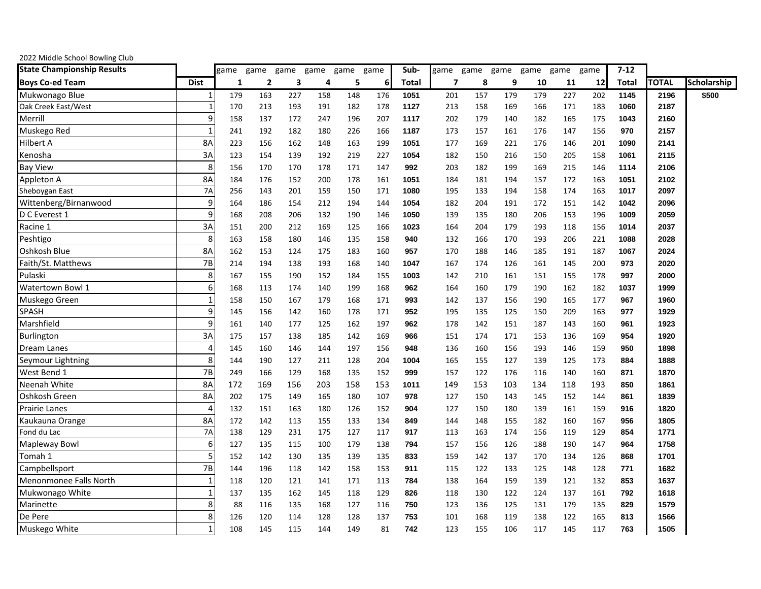2022 Middle School Bowling Club

| State Championship Results | | game | game | game | game | game | game | Sub- | game | game | game | game | game | game | 7-12 | | |
|---|---|---|---|---|---|---|---|---|---|---|---|---|---|---|---|---|---|
| **Boys Co-ed Team** | **Dist** | **1** | **2** | **3** | **4** | **5** | **6** | **Total** | **7** | **8** | **9** | **10** | **11** | **12** | **Total** | **TOTAL** | **Scholarship** |
| Mukwonago Blue | 1 | 179 | 163 | 227 | 158 | 148 | 176 | **1051** | 201 | 157 | 179 | 179 | 227 | 202 | **1145** | **2196** | **$500** |
| Oak Creek East/West | 1 | 170 | 213 | 193 | 191 | 182 | 178 | **1127** | 213 | 158 | 169 | 166 | 171 | 183 | **1060** | **2187** | |
| Merrill | 9 | 158 | 137 | 172 | 247 | 196 | 207 | **1117** | 202 | 179 | 140 | 182 | 165 | 175 | **1043** | **2160** | |
| Muskego Red | 1 | 241 | 192 | 182 | 180 | 226 | 166 | **1187** | 173 | 157 | 161 | 176 | 147 | 156 | **970** | **2157** | |
| Hilbert A | 8A | 223 | 156 | 162 | 148 | 163 | 199 | **1051** | 177 | 169 | 221 | 176 | 146 | 201 | **1090** | **2141** | |
| Kenosha | 3A | 123 | 154 | 139 | 192 | 219 | 227 | **1054** | 182 | 150 | 216 | 150 | 205 | 158 | **1061** | **2115** | |
| Bay View | 8 | 156 | 170 | 170 | 178 | 171 | 147 | **992** | 203 | 182 | 199 | 169 | 215 | 146 | **1114** | **2106** | |
| Appleton A | 8A | 184 | 176 | 152 | 200 | 178 | 161 | **1051** | 184 | 181 | 194 | 157 | 172 | 163 | **1051** | **2102** | |
| Sheboygan East | 7A | 256 | 143 | 201 | 159 | 150 | 171 | **1080** | 195 | 133 | 194 | 158 | 174 | 163 | **1017** | **2097** | |
| Wittenberg/Birnanwood | 9 | 164 | 186 | 154 | 212 | 194 | 144 | **1054** | 182 | 204 | 191 | 172 | 151 | 142 | **1042** | **2096** | |
| D C Everest 1 | 9 | 168 | 208 | 206 | 132 | 190 | 146 | **1050** | 139 | 135 | 180 | 206 | 153 | 196 | **1009** | **2059** | |
| Racine 1 | 3A | 151 | 200 | 212 | 169 | 125 | 166 | **1023** | 164 | 204 | 179 | 193 | 118 | 156 | **1014** | **2037** | |
| Peshtigo | 8 | 163 | 158 | 180 | 146 | 135 | 158 | **940** | 132 | 166 | 170 | 193 | 206 | 221 | **1088** | **2028** | |
| Oshkosh Blue | 8A | 162 | 153 | 124 | 175 | 183 | 160 | **957** | 170 | 188 | 146 | 185 | 191 | 187 | **1067** | **2024** | |
| Faith/St. Matthews | 7B | 214 | 194 | 138 | 193 | 168 | 140 | **1047** | 167 | 174 | 126 | 161 | 145 | 200 | **973** | **2020** | |
| Pulaski | 8 | 167 | 155 | 190 | 152 | 184 | 155 | **1003** | 142 | 210 | 161 | 151 | 155 | 178 | **997** | **2000** | |
| Watertown Bowl 1 | 6 | 168 | 113 | 174 | 140 | 199 | 168 | **962** | 164 | 160 | 179 | 190 | 162 | 182 | **1037** | **1999** | |
| Muskego Green | 1 | 158 | 150 | 167 | 179 | 168 | 171 | **993** | 142 | 137 | 156 | 190 | 165 | 177 | **967** | **1960** | |
| SPASH | 9 | 145 | 156 | 142 | 160 | 178 | 171 | **952** | 195 | 135 | 125 | 150 | 209 | 163 | **977** | **1929** | |
| Marshfield | 9 | 161 | 140 | 177 | 125 | 162 | 197 | **962** | 178 | 142 | 151 | 187 | 143 | 160 | **961** | **1923** | |
| Burlington | 3A | 175 | 157 | 138 | 185 | 142 | 169 | **966** | 151 | 174 | 171 | 153 | 136 | 169 | **954** | **1920** | |
| Dream Lanes | 4 | 145 | 160 | 146 | 144 | 197 | 156 | **948** | 136 | 160 | 156 | 193 | 146 | 159 | **950** | **1898** | |
| Seymour Lightning | 8 | 144 | 190 | 127 | 211 | 128 | 204 | **1004** | 165 | 155 | 127 | 139 | 125 | 173 | **884** | **1888** | |
| West Bend 1 | 7B | 249 | 166 | 129 | 168 | 135 | 152 | **999** | 157 | 122 | 176 | 116 | 140 | 160 | **871** | **1870** | |
| Neenah White | 8A | 172 | 169 | 156 | 203 | 158 | 153 | **1011** | 149 | 153 | 103 | 134 | 118 | 193 | **850** | **1861** | |
| Oshkosh Green | 8A | 202 | 175 | 149 | 165 | 180 | 107 | **978** | 127 | 150 | 143 | 145 | 152 | 144 | **861** | **1839** | |
| Prairie Lanes | 4 | 132 | 151 | 163 | 180 | 126 | 152 | **904** | 127 | 150 | 180 | 139 | 161 | 159 | **916** | **1820** | |
| Kaukauna Orange | 8A | 172 | 142 | 113 | 155 | 133 | 134 | **849** | 144 | 148 | 155 | 182 | 160 | 167 | **956** | **1805** | |
| Fond du Lac | 7A | 138 | 129 | 231 | 175 | 127 | 117 | **917** | 113 | 163 | 174 | 156 | 119 | 129 | **854** | **1771** | |
| Mapleway Bowl | 6 | 127 | 135 | 115 | 100 | 179 | 138 | **794** | 157 | 156 | 126 | 188 | 190 | 147 | **964** | **1758** | |
| Tomah 1 | 5 | 152 | 142 | 130 | 135 | 139 | 135 | **833** | 159 | 142 | 137 | 170 | 134 | 126 | **868** | **1701** | |
| Campbellsport | 7B | 144 | 196 | 118 | 142 | 158 | 153 | **911** | 115 | 122 | 133 | 125 | 148 | 128 | **771** | **1682** | |
| Menonmonee Falls North | 1 | 118 | 120 | 121 | 141 | 171 | 113 | **784** | 138 | 164 | 159 | 139 | 121 | 132 | **853** | **1637** | |
| Mukwonago White | 1 | 137 | 135 | 162 | 145 | 118 | 129 | **826** | 118 | 130 | 122 | 124 | 137 | 161 | **792** | **1618** | |
| Marinette | 8 | 88 | 116 | 135 | 168 | 127 | 116 | **750** | 123 | 136 | 125 | 131 | 179 | 135 | **829** | **1579** | |
| De Pere | 8 | 126 | 120 | 114 | 128 | 128 | 137 | **753** | 101 | 168 | 119 | 138 | 122 | 165 | **813** | **1566** | |
| Muskego White | 1 | 108 | 145 | 115 | 144 | 149 | 81 | **742** | 123 | 155 | 106 | 117 | 145 | 117 | **763** | **1505** | |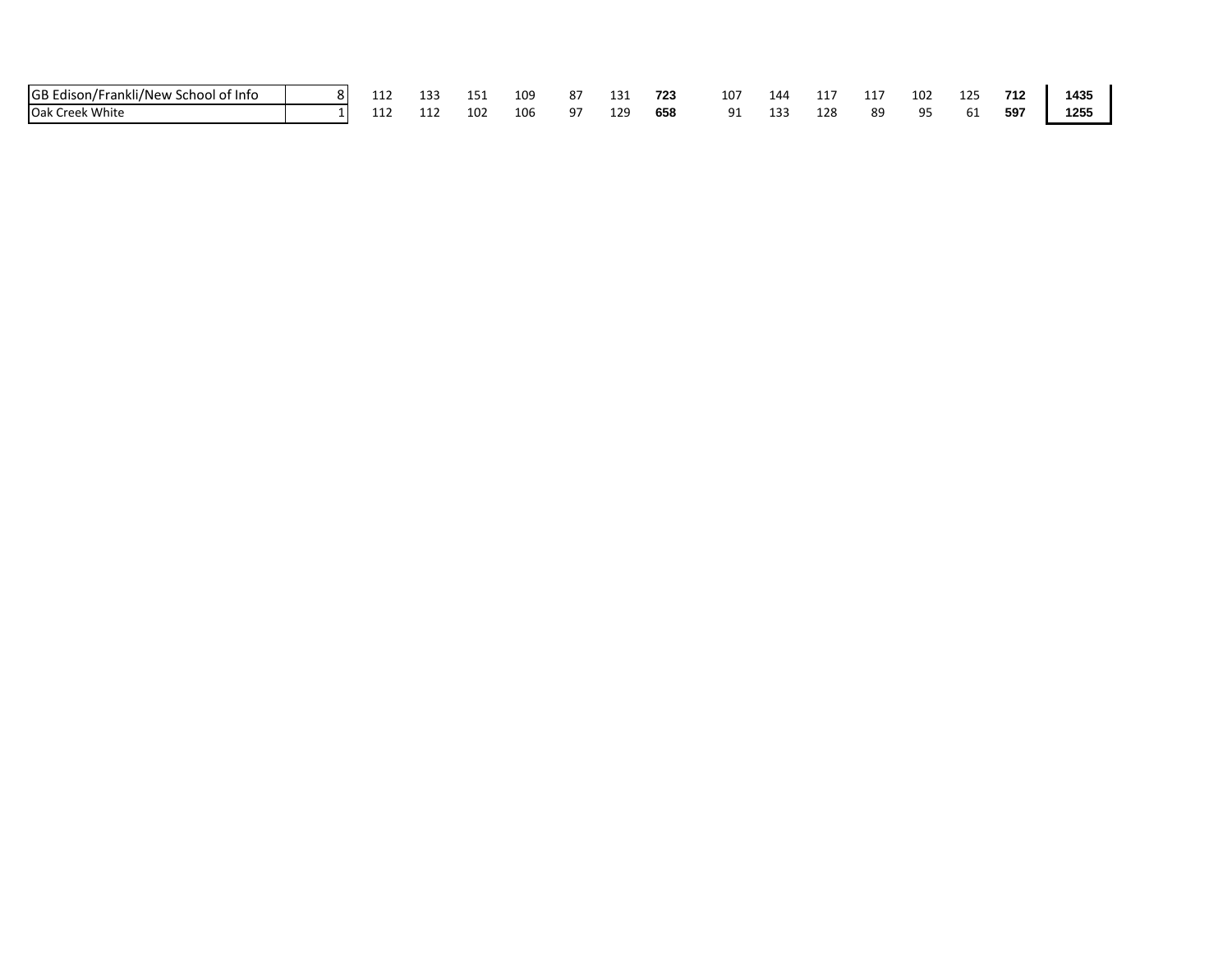| | | | | | | | | | | | | | | | | | |
|---|---|---|---|---|---|---|---|---|---|---|---|---|---|---|---|---|---|
| GB Edison/Frankli/New School of Info | 8 | 112 | 133 | 151 | 109 | 87 | 131 | **723** | 107 | 144 | 117 | 117 | 102 | 125 | **712** | **1435** |
| Oak Creek White | 1 | 112 | 112 | 102 | 106 | 97 | 129 | **658** | 91 | 133 | 128 | 89 | 95 | 61 | **597** | **1255** |